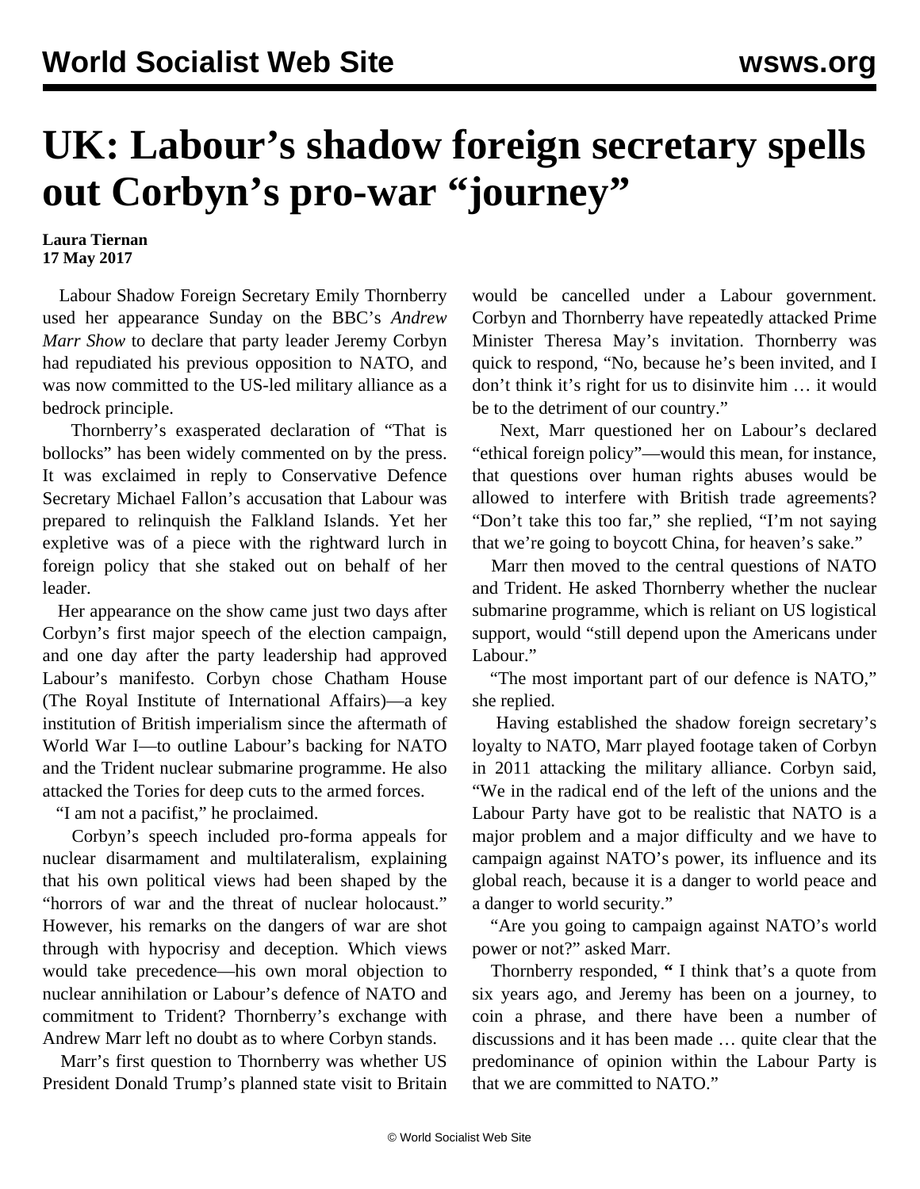# UK: Labour's shadow foreign secretary spells out Corbyn's pro-war "journey"

**Laura Tiernan**
**17 May 2017**

Labour Shadow Foreign Secretary Emily Thornberry used her appearance Sunday on the BBC's *Andrew Marr Show* to declare that party leader Jeremy Corbyn had repudiated his previous opposition to NATO, and was now committed to the US-led military alliance as a bedrock principle.

Thornberry's exasperated declaration of "That is bollocks" has been widely commented on by the press. It was exclaimed in reply to Conservative Defence Secretary Michael Fallon's accusation that Labour was prepared to relinquish the Falkland Islands. Yet her expletive was of a piece with the rightward lurch in foreign policy that she staked out on behalf of her leader.

Her appearance on the show came just two days after Corbyn's first major speech of the election campaign, and one day after the party leadership had approved Labour's manifesto. Corbyn chose Chatham House (The Royal Institute of International Affairs)—a key institution of British imperialism since the aftermath of World War I—to outline Labour's backing for NATO and the Trident nuclear submarine programme. He also attacked the Tories for deep cuts to the armed forces.

"I am not a pacifist," he proclaimed.

Corbyn's speech included pro-forma appeals for nuclear disarmament and multilateralism, explaining that his own political views had been shaped by the "horrors of war and the threat of nuclear holocaust." However, his remarks on the dangers of war are shot through with hypocrisy and deception. Which views would take precedence—his own moral objection to nuclear annihilation or Labour's defence of NATO and commitment to Trident? Thornberry's exchange with Andrew Marr left no doubt as to where Corbyn stands.

Marr's first question to Thornberry was whether US President Donald Trump's planned state visit to Britain would be cancelled under a Labour government. Corbyn and Thornberry have repeatedly attacked Prime Minister Theresa May's invitation. Thornberry was quick to respond, "No, because he's been invited, and I don't think it's right for us to disinvite him … it would be to the detriment of our country."

Next, Marr questioned her on Labour's declared "ethical foreign policy"—would this mean, for instance, that questions over human rights abuses would be allowed to interfere with British trade agreements? "Don't take this too far," she replied, "I'm not saying that we're going to boycott China, for heaven's sake."

Marr then moved to the central questions of NATO and Trident. He asked Thornberry whether the nuclear submarine programme, which is reliant on US logistical support, would "still depend upon the Americans under Labour."

"The most important part of our defence is NATO," she replied.

Having established the shadow foreign secretary's loyalty to NATO, Marr played footage taken of Corbyn in 2011 attacking the military alliance. Corbyn said, "We in the radical end of the left of the unions and the Labour Party have got to be realistic that NATO is a major problem and a major difficulty and we have to campaign against NATO's power, its influence and its global reach, because it is a danger to world peace and a danger to world security."

"Are you going to campaign against NATO's world power or not?" asked Marr.

Thornberry responded, " I think that's a quote from six years ago, and Jeremy has been on a journey, to coin a phrase, and there have been a number of discussions and it has been made … quite clear that the predominance of opinion within the Labour Party is that we are committed to NATO."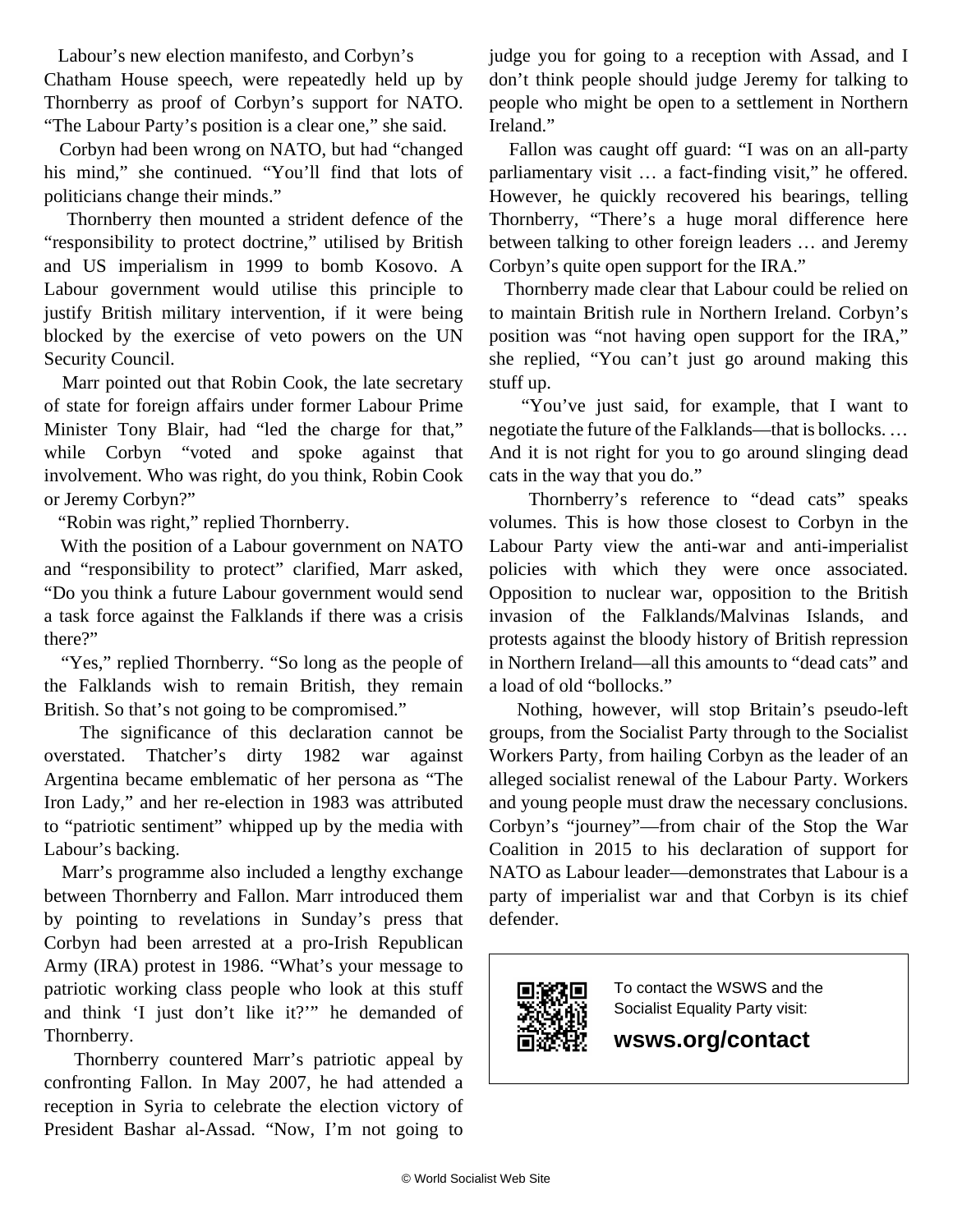Labour's new election manifesto, and Corbyn's Chatham House speech, were repeatedly held up by Thornberry as proof of Corbyn's support for NATO. "The Labour Party's position is a clear one," she said.

Corbyn had been wrong on NATO, but had "changed his mind," she continued. "You'll find that lots of politicians change their minds."

Thornberry then mounted a strident defence of the "responsibility to protect doctrine," utilised by British and US imperialism in 1999 to bomb Kosovo. A Labour government would utilise this principle to justify British military intervention, if it were being blocked by the exercise of veto powers on the UN Security Council.

Marr pointed out that Robin Cook, the late secretary of state for foreign affairs under former Labour Prime Minister Tony Blair, had "led the charge for that," while Corbyn "voted and spoke against that involvement. Who was right, do you think, Robin Cook or Jeremy Corbyn?"

"Robin was right," replied Thornberry.

With the position of a Labour government on NATO and "responsibility to protect" clarified, Marr asked, "Do you think a future Labour government would send a task force against the Falklands if there was a crisis there?"

"Yes," replied Thornberry. "So long as the people of the Falklands wish to remain British, they remain British. So that's not going to be compromised."

The significance of this declaration cannot be overstated. Thatcher's dirty 1982 war against Argentina became emblematic of her persona as "The Iron Lady," and her re-election in 1983 was attributed to "patriotic sentiment" whipped up by the media with Labour's backing.

Marr's programme also included a lengthy exchange between Thornberry and Fallon. Marr introduced them by pointing to revelations in Sunday's press that Corbyn had been arrested at a pro-Irish Republican Army (IRA) protest in 1986. "What's your message to patriotic working class people who look at this stuff and think 'I just don't like it?'" he demanded of Thornberry.

Thornberry countered Marr's patriotic appeal by confronting Fallon. In May 2007, he had attended a reception in Syria to celebrate the election victory of President Bashar al-Assad. "Now, I'm not going to judge you for going to a reception with Assad, and I don't think people should judge Jeremy for talking to people who might be open to a settlement in Northern Ireland."

Fallon was caught off guard: "I was on an all-party parliamentary visit … a fact-finding visit," he offered. However, he quickly recovered his bearings, telling Thornberry, "There's a huge moral difference here between talking to other foreign leaders … and Jeremy Corbyn's quite open support for the IRA."

Thornberry made clear that Labour could be relied on to maintain British rule in Northern Ireland. Corbyn's position was "not having open support for the IRA," she replied, "You can't just go around making this stuff up.

"You've just said, for example, that I want to negotiate the future of the Falklands—that is bollocks. … And it is not right for you to go around slinging dead cats in the way that you do."

Thornberry's reference to "dead cats" speaks volumes. This is how those closest to Corbyn in the Labour Party view the anti-war and anti-imperialist policies with which they were once associated. Opposition to nuclear war, opposition to the British invasion of the Falklands/Malvinas Islands, and protests against the bloody history of British repression in Northern Ireland—all this amounts to "dead cats" and a load of old "bollocks."

Nothing, however, will stop Britain's pseudo-left groups, from the Socialist Party through to the Socialist Workers Party, from hailing Corbyn as the leader of an alleged socialist renewal of the Labour Party. Workers and young people must draw the necessary conclusions. Corbyn's "journey"—from chair of the Stop the War Coalition in 2015 to his declaration of support for NATO as Labour leader—demonstrates that Labour is a party of imperialist war and that Corbyn is its chief defender.

To contact the WSWS and the Socialist Equality Party visit:

**wsws.org/contact**